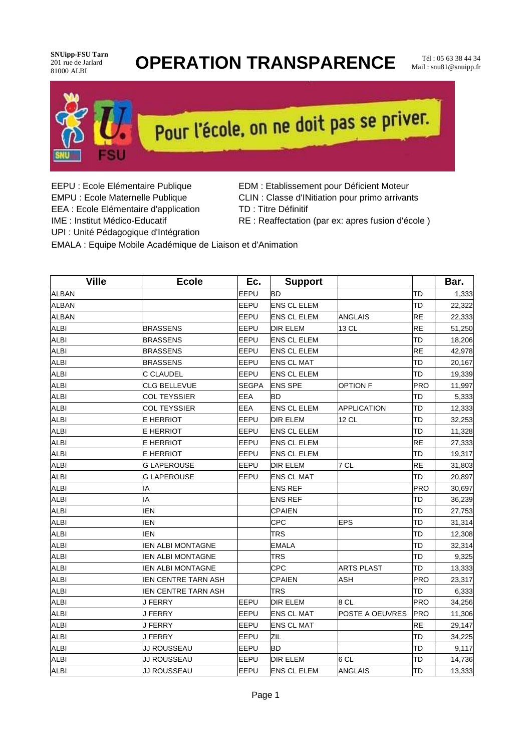SNUipp-FSU Tarn
201 rue de Jarlard
81000 ALBI

# OPERATION TRANSPARENCE

Tél : 05 63 38 44 34
Mail : snu81@snuipp.fr

Pour l'école, on ne doit pas se priver.

EEPU : Ecole Elémentaire Publique
EMPU : Ecole Maternelle Publique
EEA : Ecole Elémentaire d'application
IME : Institut Médico-Educatif
UPI : Unité Pédagogique d'Intégration
EDM : Etablissement pour Déficient Moteur
CLIN : Classe d'INitiation pour primo arrivants
TD : Titre Définitif
RE : Reaffectation (par ex: apres fusion d'école )
EMALA : Equipe Mobile Académique de Liaison et d'Animation

| Ville | Ecole | Ec. | Support | | | Bar. |
|---|---|---|---|---|---|---|
| ALBAN | | EEPU | BD | | TD | 1,333 |
| ALBAN | | EEPU | ENS CL ELEM | | TD | 22,322 |
| ALBAN | | EEPU | ENS CL ELEM | ANGLAIS | RE | 22,333 |
| ALBI | BRASSENS | EEPU | DIR ELEM | 13 CL | RE | 51,250 |
| ALBI | BRASSENS | EEPU | ENS CL ELEM | | TD | 18,206 |
| ALBI | BRASSENS | EEPU | ENS CL ELEM | | RE | 42,978 |
| ALBI | BRASSENS | EEPU | ENS CL MAT | | TD | 20,167 |
| ALBI | C CLAUDEL | EEPU | ENS CL ELEM | | TD | 19,339 |
| ALBI | CLG BELLEVUE | SEGPA | ENS SPE | OPTION F | PRO | 11,997 |
| ALBI | COL TEYSSIER | EEA | BD | | TD | 5,333 |
| ALBI | COL TEYSSIER | EEA | ENS CL ELEM | APPLICATION | TD | 12,333 |
| ALBI | E HERRIOT | EEPU | DIR ELEM | 12 CL | TD | 32,253 |
| ALBI | E HERRIOT | EEPU | ENS CL ELEM | | TD | 11,328 |
| ALBI | E HERRIOT | EEPU | ENS CL ELEM | | RE | 27,333 |
| ALBI | E HERRIOT | EEPU | ENS CL ELEM | | TD | 19,317 |
| ALBI | G LAPEROUSE | EEPU | DIR ELEM | 7 CL | RE | 31,803 |
| ALBI | G LAPEROUSE | EEPU | ENS CL MAT | | TD | 20,897 |
| ALBI | IA | | ENS REF | | PRO | 30,697 |
| ALBI | IA | | ENS REF | | TD | 36,239 |
| ALBI | IEN | | CPAIEN | | TD | 27,753 |
| ALBI | IEN | | CPC | EPS | TD | 31,314 |
| ALBI | IEN | | TRS | | TD | 12,308 |
| ALBI | IEN ALBI MONTAGNE | | EMALA | | TD | 32,314 |
| ALBI | IEN ALBI MONTAGNE | | TRS | | TD | 9,325 |
| ALBI | IEN ALBI MONTAGNE | | CPC | ARTS PLAST | TD | 13,333 |
| ALBI | IEN CENTRE TARN ASH | | CPAIEN | ASH | PRO | 23,317 |
| ALBI | IEN CENTRE TARN ASH | | TRS | | TD | 6,333 |
| ALBI | J FERRY | EEPU | DIR ELEM | 8 CL | PRO | 34,256 |
| ALBI | J FERRY | EEPU | ENS CL MAT | POSTE A OEUVRES | PRO | 11,306 |
| ALBI | J FERRY | EEPU | ENS CL MAT | | RE | 29,147 |
| ALBI | J FERRY | EEPU | ZIL | | TD | 34,225 |
| ALBI | JJ ROUSSEAU | EEPU | BD | | TD | 9,117 |
| ALBI | JJ ROUSSEAU | EEPU | DIR ELEM | 6 CL | TD | 14,736 |
| ALBI | JJ ROUSSEAU | EEPU | ENS CL ELEM | ANGLAIS | TD | 13,333 |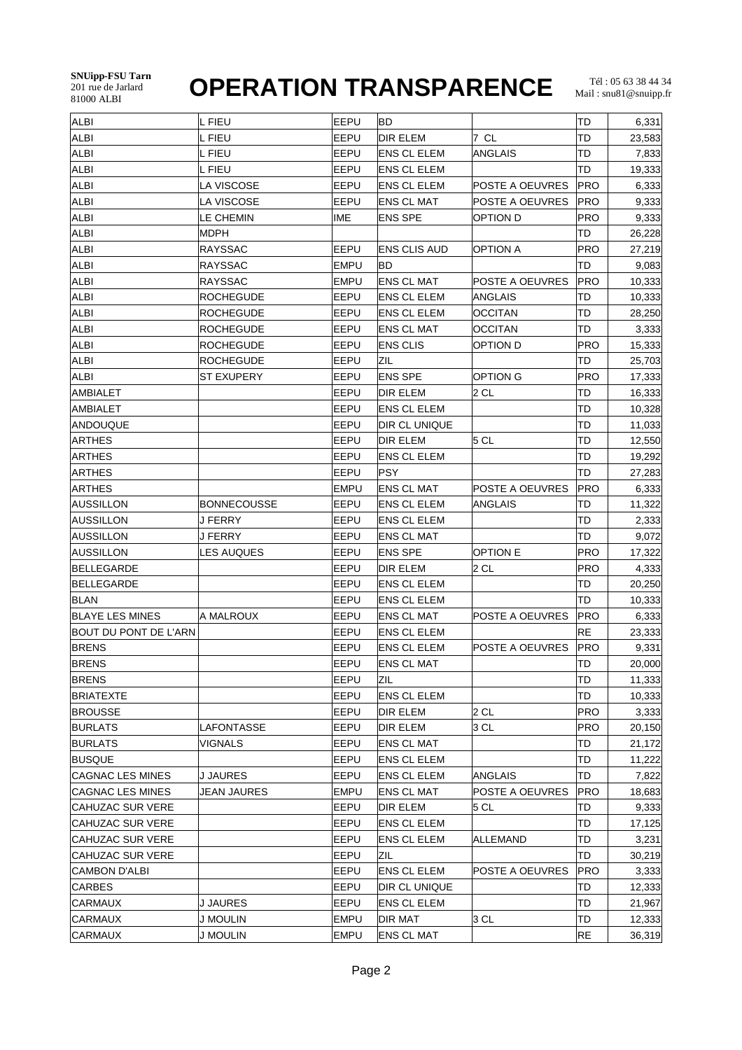SNUipp-FSU Tarn
201 rue de Jarlard
81000 ALBI

# OPERATION TRANSPARENCE

Tél : 05 63 38 44 34
Mail : snu81@snuipp.fr

| | | | | | | |
|---|---|---|---|---|---|---|
| ALBI | L FIEU | EEPU | BD | | TD | 6,331 |
| ALBI | L FIEU | EEPU | DIR ELEM | 7 CL | TD | 23,583 |
| ALBI | L FIEU | EEPU | ENS CL ELEM | ANGLAIS | TD | 7,833 |
| ALBI | L FIEU | EEPU | ENS CL ELEM | | TD | 19,333 |
| ALBI | LA VISCOSE | EEPU | ENS CL ELEM | POSTE A OEUVRES | PRO | 6,333 |
| ALBI | LA VISCOSE | EEPU | ENS CL MAT | POSTE A OEUVRES | PRO | 9,333 |
| ALBI | LE CHEMIN | IME | ENS SPE | OPTION D | PRO | 9,333 |
| ALBI | MDPH | | | | TD | 26,228 |
| ALBI | RAYSSAC | EEPU | ENS CLIS AUD | OPTION A | PRO | 27,219 |
| ALBI | RAYSSAC | EMPU | BD | | TD | 9,083 |
| ALBI | RAYSSAC | EMPU | ENS CL MAT | POSTE A OEUVRES | PRO | 10,333 |
| ALBI | ROCHEGUDE | EEPU | ENS CL ELEM | ANGLAIS | TD | 10,333 |
| ALBI | ROCHEGUDE | EEPU | ENS CL ELEM | OCCITAN | TD | 28,250 |
| ALBI | ROCHEGUDE | EEPU | ENS CL MAT | OCCITAN | TD | 3,333 |
| ALBI | ROCHEGUDE | EEPU | ENS CLIS | OPTION D | PRO | 15,333 |
| ALBI | ROCHEGUDE | EEPU | ZIL | | TD | 25,703 |
| ALBI | ST EXUPERY | EEPU | ENS SPE | OPTION G | PRO | 17,333 |
| AMBIALET | | EEPU | DIR ELEM | 2 CL | TD | 16,333 |
| AMBIALET | | EEPU | ENS CL ELEM | | TD | 10,328 |
| ANDOUQUE | | EEPU | DIR CL UNIQUE | | TD | 11,033 |
| ARTHES | | EEPU | DIR ELEM | 5 CL | TD | 12,550 |
| ARTHES | | EEPU | ENS CL ELEM | | TD | 19,292 |
| ARTHES | | EEPU | PSY | | TD | 27,283 |
| ARTHES | | EMPU | ENS CL MAT | POSTE A OEUVRES | PRO | 6,333 |
| AUSSILLON | BONNECOUSSE | EEPU | ENS CL ELEM | ANGLAIS | TD | 11,322 |
| AUSSILLON | J FERRY | EEPU | ENS CL ELEM | | TD | 2,333 |
| AUSSILLON | J FERRY | EEPU | ENS CL MAT | | TD | 9,072 |
| AUSSILLON | LES AUQUES | EEPU | ENS SPE | OPTION E | PRO | 17,322 |
| BELLEGARDE | | EEPU | DIR ELEM | 2 CL | PRO | 4,333 |
| BELLEGARDE | | EEPU | ENS CL ELEM | | TD | 20,250 |
| BLAN | | EEPU | ENS CL ELEM | | TD | 10,333 |
| BLAYE LES MINES | A MALROUX | EEPU | ENS CL MAT | POSTE A OEUVRES | PRO | 6,333 |
| BOUT DU PONT DE L'ARN | | EEPU | ENS CL ELEM | | RE | 23,333 |
| BRENS | | EEPU | ENS CL ELEM | POSTE A OEUVRES | PRO | 9,331 |
| BRENS | | EEPU | ENS CL MAT | | TD | 20,000 |
| BRENS | | EEPU | ZIL | | TD | 11,333 |
| BRIATEXTE | | EEPU | ENS CL ELEM | | TD | 10,333 |
| BROUSSE | | EEPU | DIR ELEM | 2 CL | PRO | 3,333 |
| BURLATS | LAFONTASSE | EEPU | DIR ELEM | 3 CL | PRO | 20,150 |
| BURLATS | VIGNALS | EEPU | ENS CL MAT | | TD | 21,172 |
| BUSQUE | | EEPU | ENS CL ELEM | | TD | 11,222 |
| CAGNAC LES MINES | J JAURES | EEPU | ENS CL ELEM | ANGLAIS | TD | 7,822 |
| CAGNAC LES MINES | JEAN JAURES | EMPU | ENS CL MAT | POSTE A OEUVRES | PRO | 18,683 |
| CAHUZAC SUR VERE | | EEPU | DIR ELEM | 5 CL | TD | 9,333 |
| CAHUZAC SUR VERE | | EEPU | ENS CL ELEM | | TD | 17,125 |
| CAHUZAC SUR VERE | | EEPU | ENS CL ELEM | ALLEMAND | TD | 3,231 |
| CAHUZAC SUR VERE | | EEPU | ZIL | | TD | 30,219 |
| CAMBON D'ALBI | | EEPU | ENS CL ELEM | POSTE A OEUVRES | PRO | 3,333 |
| CARBES | | EEPU | DIR CL UNIQUE | | TD | 12,333 |
| CARMAUX | J JAURES | EEPU | ENS CL ELEM | | TD | 21,967 |
| CARMAUX | J MOULIN | EMPU | DIR MAT | 3 CL | TD | 12,333 |
| CARMAUX | J MOULIN | EMPU | ENS CL MAT | | RE | 36,319 |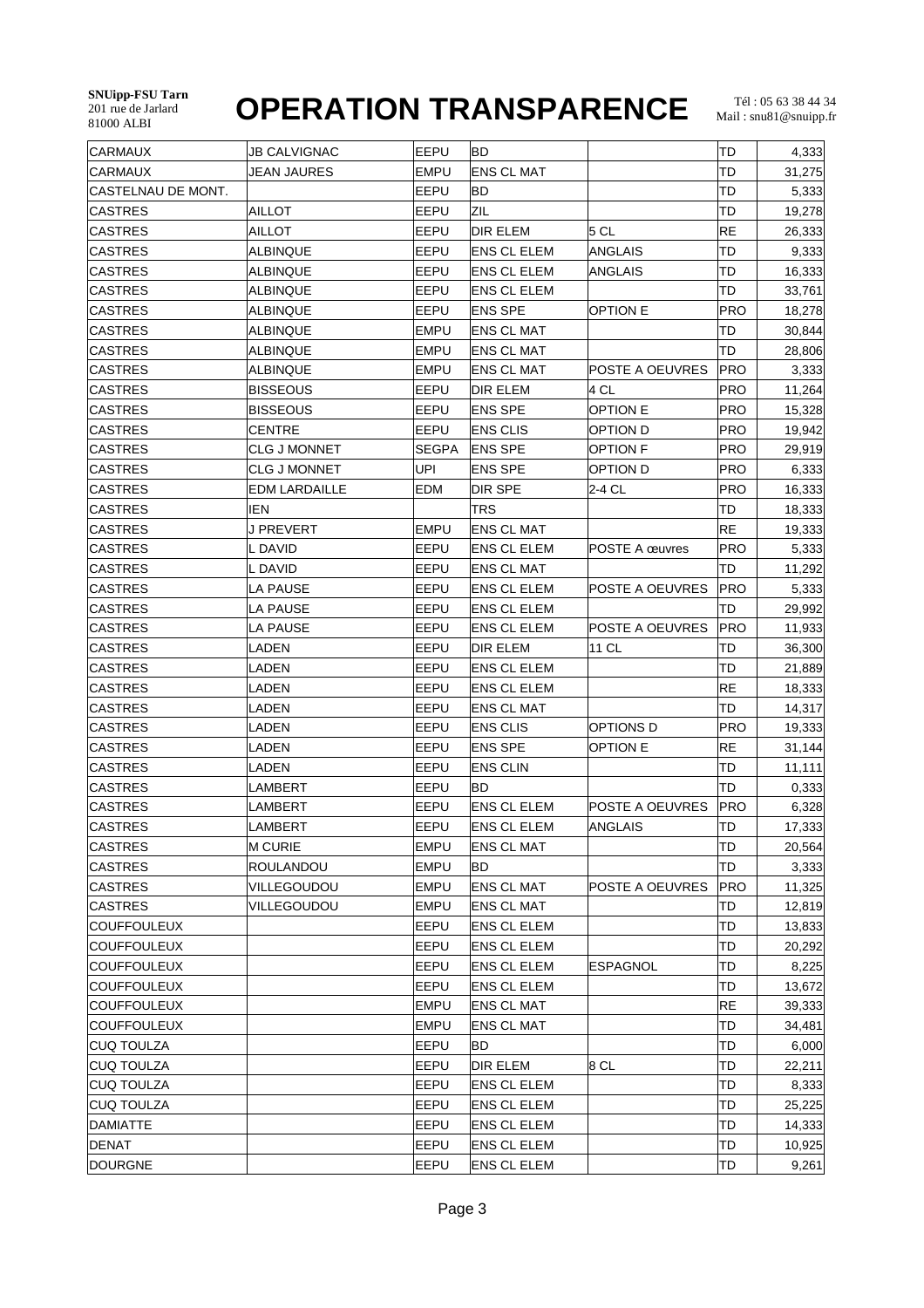# OPERATION TRANSPARENCE

| | | | | | | |
|---|---|---|---|---|---|---|
| CARMAUX | JB CALVIGNAC | EEPU | BD | | TD | 4,333 |
| CARMAUX | JEAN JAURES | EMPU | ENS CL MAT | | TD | 31,275 |
| CASTELNAU DE MONT. | | EEPU | BD | | TD | 5,333 |
| CASTRES | AILLOT | EEPU | ZIL | | TD | 19,278 |
| CASTRES | AILLOT | EEPU | DIR ELEM | 5 CL | RE | 26,333 |
| CASTRES | ALBINQUE | EEPU | ENS CL ELEM | ANGLAIS | TD | 9,333 |
| CASTRES | ALBINQUE | EEPU | ENS CL ELEM | ANGLAIS | TD | 16,333 |
| CASTRES | ALBINQUE | EEPU | ENS CL ELEM | | TD | 33,761 |
| CASTRES | ALBINQUE | EEPU | ENS SPE | OPTION E | PRO | 18,278 |
| CASTRES | ALBINQUE | EMPU | ENS CL MAT | | TD | 30,844 |
| CASTRES | ALBINQUE | EMPU | ENS CL MAT | | TD | 28,806 |
| CASTRES | ALBINQUE | EMPU | ENS CL MAT | POSTE A OEUVRES | PRO | 3,333 |
| CASTRES | BISSEOUS | EEPU | DIR ELEM | 4 CL | PRO | 11,264 |
| CASTRES | BISSEOUS | EEPU | ENS SPE | OPTION E | PRO | 15,328 |
| CASTRES | CENTRE | EEPU | ENS CLIS | OPTION D | PRO | 19,942 |
| CASTRES | CLG J MONNET | SEGPA | ENS SPE | OPTION F | PRO | 29,919 |
| CASTRES | CLG J MONNET | UPI | ENS SPE | OPTION D | PRO | 6,333 |
| CASTRES | EDM LARDAILLE | EDM | DIR SPE | 2-4 CL | PRO | 16,333 |
| CASTRES | IEN | | TRS | | TD | 18,333 |
| CASTRES | J PREVERT | EMPU | ENS CL MAT | | RE | 19,333 |
| CASTRES | L DAVID | EEPU | ENS CL ELEM | POSTE A œuvres | PRO | 5,333 |
| CASTRES | L DAVID | EEPU | ENS CL MAT | | TD | 11,292 |
| CASTRES | LA PAUSE | EEPU | ENS CL ELEM | POSTE A OEUVRES | PRO | 5,333 |
| CASTRES | LA PAUSE | EEPU | ENS CL ELEM | | TD | 29,992 |
| CASTRES | LA PAUSE | EEPU | ENS CL ELEM | POSTE A OEUVRES | PRO | 11,933 |
| CASTRES | LADEN | EEPU | DIR ELEM | 11 CL | TD | 36,300 |
| CASTRES | LADEN | EEPU | ENS CL ELEM | | TD | 21,889 |
| CASTRES | LADEN | EEPU | ENS CL ELEM | | RE | 18,333 |
| CASTRES | LADEN | EEPU | ENS CL MAT | | TD | 14,317 |
| CASTRES | LADEN | EEPU | ENS CLIS | OPTIONS D | PRO | 19,333 |
| CASTRES | LADEN | EEPU | ENS SPE | OPTION E | RE | 31,144 |
| CASTRES | LADEN | EEPU | ENS CLIN | | TD | 11,111 |
| CASTRES | LAMBERT | EEPU | BD | | TD | 0,333 |
| CASTRES | LAMBERT | EEPU | ENS CL ELEM | POSTE A OEUVRES | PRO | 6,328 |
| CASTRES | LAMBERT | EEPU | ENS CL ELEM | ANGLAIS | TD | 17,333 |
| CASTRES | M CURIE | EMPU | ENS CL MAT | | TD | 20,564 |
| CASTRES | ROULANDOU | EMPU | BD | | TD | 3,333 |
| CASTRES | VILLEGOUDOU | EMPU | ENS CL MAT | POSTE A OEUVRES | PRO | 11,325 |
| CASTRES | VILLEGOUDOU | EMPU | ENS CL MAT | | TD | 12,819 |
| COUFFOULEUX | | EEPU | ENS CL ELEM | | TD | 13,833 |
| COUFFOULEUX | | EEPU | ENS CL ELEM | | TD | 20,292 |
| COUFFOULEUX | | EEPU | ENS CL ELEM | ESPAGNOL | TD | 8,225 |
| COUFFOULEUX | | EEPU | ENS CL ELEM | | TD | 13,672 |
| COUFFOULEUX | | EMPU | ENS CL MAT | | RE | 39,333 |
| COUFFOULEUX | | EMPU | ENS CL MAT | | TD | 34,481 |
| CUQ TOULZA | | EEPU | BD | | TD | 6,000 |
| CUQ TOULZA | | EEPU | DIR ELEM | 8 CL | TD | 22,211 |
| CUQ TOULZA | | EEPU | ENS CL ELEM | | TD | 8,333 |
| CUQ TOULZA | | EEPU | ENS CL ELEM | | TD | 25,225 |
| DAMIATTE | | EEPU | ENS CL ELEM | | TD | 14,333 |
| DENAT | | EEPU | ENS CL ELEM | | TD | 10,925 |
| DOURGNE | | EEPU | ENS CL ELEM | | TD | 9,261 |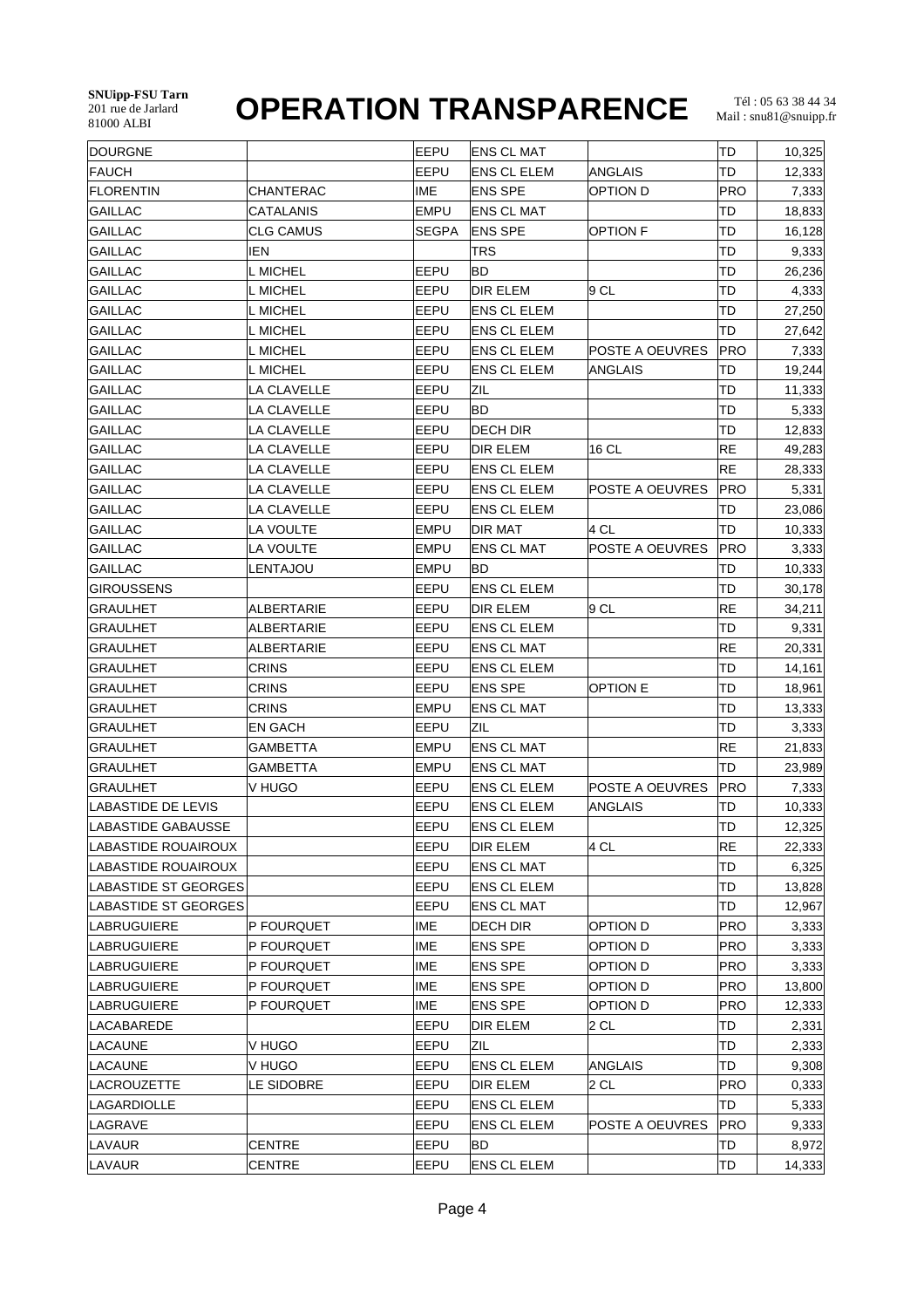SNUipp-FSU Tarn
201 rue de Jarlard
81000 ALBI

# OPERATION TRANSPARENCE

Tél : 05 63 38 44 34
Mail : snu81@snuipp.fr

| | | | | | | |
|---|---|---|---|---|---|---|
| DOURGNE | | EEPU | ENS CL MAT | | TD | 10,325 |
| FAUCH | | EEPU | ENS CL ELEM | ANGLAIS | TD | 12,333 |
| FLORENTIN | CHANTERAC | IME | ENS SPE | OPTION D | PRO | 7,333 |
| GAILLAC | CATALANIS | EMPU | ENS CL MAT | | TD | 18,833 |
| GAILLAC | CLG CAMUS | SEGPA | ENS SPE | OPTION F | TD | 16,128 |
| GAILLAC | IEN | | TRS | | TD | 9,333 |
| GAILLAC | L MICHEL | EEPU | BD | | TD | 26,236 |
| GAILLAC | L MICHEL | EEPU | DIR ELEM | 9 CL | TD | 4,333 |
| GAILLAC | L MICHEL | EEPU | ENS CL ELEM | | TD | 27,250 |
| GAILLAC | L MICHEL | EEPU | ENS CL ELEM | | TD | 27,642 |
| GAILLAC | L MICHEL | EEPU | ENS CL ELEM | POSTE A OEUVRES | PRO | 7,333 |
| GAILLAC | L MICHEL | EEPU | ENS CL ELEM | ANGLAIS | TD | 19,244 |
| GAILLAC | LA CLAVELLE | EEPU | ZIL | | TD | 11,333 |
| GAILLAC | LA CLAVELLE | EEPU | BD | | TD | 5,333 |
| GAILLAC | LA CLAVELLE | EEPU | DECH DIR | | TD | 12,833 |
| GAILLAC | LA CLAVELLE | EEPU | DIR ELEM | 16 CL | RE | 49,283 |
| GAILLAC | LA CLAVELLE | EEPU | ENS CL ELEM | | RE | 28,333 |
| GAILLAC | LA CLAVELLE | EEPU | ENS CL ELEM | POSTE A OEUVRES | PRO | 5,331 |
| GAILLAC | LA CLAVELLE | EEPU | ENS CL ELEM | | TD | 23,086 |
| GAILLAC | LA VOULTE | EMPU | DIR MAT | 4 CL | TD | 10,333 |
| GAILLAC | LA VOULTE | EMPU | ENS CL MAT | POSTE A OEUVRES | PRO | 3,333 |
| GAILLAC | LENTAJOU | EMPU | BD | | TD | 10,333 |
| GIROUSSENS | | EEPU | ENS CL ELEM | | TD | 30,178 |
| GRAULHET | ALBERTARIE | EEPU | DIR ELEM | 9 CL | RE | 34,211 |
| GRAULHET | ALBERTARIE | EEPU | ENS CL ELEM | | TD | 9,331 |
| GRAULHET | ALBERTARIE | EEPU | ENS CL MAT | | RE | 20,331 |
| GRAULHET | CRINS | EEPU | ENS CL ELEM | | TD | 14,161 |
| GRAULHET | CRINS | EEPU | ENS SPE | OPTION E | TD | 18,961 |
| GRAULHET | CRINS | EMPU | ENS CL MAT | | TD | 13,333 |
| GRAULHET | EN GACH | EEPU | ZIL | | TD | 3,333 |
| GRAULHET | GAMBETTA | EMPU | ENS CL MAT | | RE | 21,833 |
| GRAULHET | GAMBETTA | EMPU | ENS CL MAT | | TD | 23,989 |
| GRAULHET | V HUGO | EEPU | ENS CL ELEM | POSTE A OEUVRES | PRO | 7,333 |
| LABASTIDE DE LEVIS | | EEPU | ENS CL ELEM | ANGLAIS | TD | 10,333 |
| LABASTIDE GABAUSSE | | EEPU | ENS CL ELEM | | TD | 12,325 |
| LABASTIDE ROUAIROUX | | EEPU | DIR ELEM | 4 CL | RE | 22,333 |
| LABASTIDE ROUAIROUX | | EEPU | ENS CL MAT | | TD | 6,325 |
| LABASTIDE ST GEORGES | | EEPU | ENS CL ELEM | | TD | 13,828 |
| LABASTIDE ST GEORGES | | EEPU | ENS CL MAT | | TD | 12,967 |
| LABRUGUIERE | P FOURQUET | IME | DECH DIR | OPTION D | PRO | 3,333 |
| LABRUGUIERE | P FOURQUET | IME | ENS SPE | OPTION D | PRO | 3,333 |
| LABRUGUIERE | P FOURQUET | IME | ENS SPE | OPTION D | PRO | 3,333 |
| LABRUGUIERE | P FOURQUET | IME | ENS SPE | OPTION D | PRO | 13,800 |
| LABRUGUIERE | P FOURQUET | IME | ENS SPE | OPTION D | PRO | 12,333 |
| LACABAREDE | | EEPU | DIR ELEM | 2 CL | TD | 2,331 |
| LACAUNE | V HUGO | EEPU | ZIL | | TD | 2,333 |
| LACAUNE | V HUGO | EEPU | ENS CL ELEM | ANGLAIS | TD | 9,308 |
| LACROUZETTE | LE SIDOBRE | EEPU | DIR ELEM | 2 CL | PRO | 0,333 |
| LAGARDIOLLE | | EEPU | ENS CL ELEM | | TD | 5,333 |
| LAGRAVE | | EEPU | ENS CL ELEM | POSTE A OEUVRES | PRO | 9,333 |
| LAVAUR | CENTRE | EEPU | BD | | TD | 8,972 |
| LAVAUR | CENTRE | EEPU | ENS CL ELEM | | TD | 14,333 |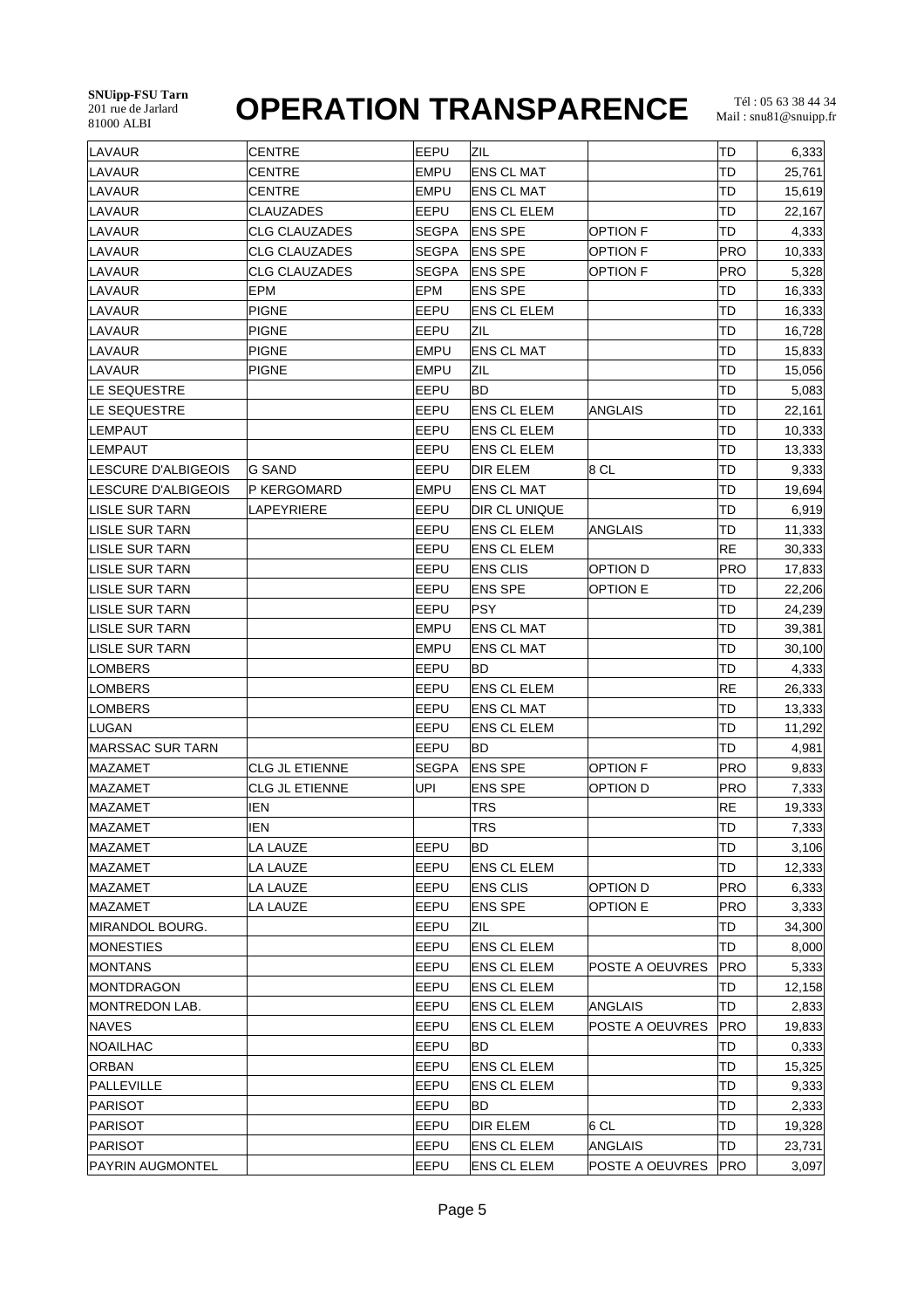| | | | | | | |
|---|---|---|---|---|---|---|
| LAVAUR | CENTRE | EEPU | ZIL | | TD | 6,333 |
| LAVAUR | CENTRE | EMPU | ENS CL MAT | | TD | 25,761 |
| LAVAUR | CENTRE | EMPU | ENS CL MAT | | TD | 15,619 |
| LAVAUR | CLAUZADES | EEPU | ENS CL ELEM | | TD | 22,167 |
| LAVAUR | CLG CLAUZADES | SEGPA | ENS SPE | OPTION F | TD | 4,333 |
| LAVAUR | CLG CLAUZADES | SEGPA | ENS SPE | OPTION F | PRO | 10,333 |
| LAVAUR | CLG CLAUZADES | SEGPA | ENS SPE | OPTION F | PRO | 5,328 |
| LAVAUR | EPM | EPM | ENS SPE | | TD | 16,333 |
| LAVAUR | PIGNE | EEPU | ENS CL ELEM | | TD | 16,333 |
| LAVAUR | PIGNE | EEPU | ZIL | | TD | 16,728 |
| LAVAUR | PIGNE | EMPU | ENS CL MAT | | TD | 15,833 |
| LAVAUR | PIGNE | EMPU | ZIL | | TD | 15,056 |
| LE SEQUESTRE | | EEPU | BD | | TD | 5,083 |
| LE SEQUESTRE | | EEPU | ENS CL ELEM | ANGLAIS | TD | 22,161 |
| LEMPAUT | | EEPU | ENS CL ELEM | | TD | 10,333 |
| LEMPAUT | | EEPU | ENS CL ELEM | | TD | 13,333 |
| LESCURE D'ALBIGEOIS | G SAND | EEPU | DIR ELEM | 8 CL | TD | 9,333 |
| LESCURE D'ALBIGEOIS | P KERGOMARD | EMPU | ENS CL MAT | | TD | 19,694 |
| LISLE SUR TARN | LAPEYRIERE | EEPU | DIR CL UNIQUE | | TD | 6,919 |
| LISLE SUR TARN | | EEPU | ENS CL ELEM | ANGLAIS | TD | 11,333 |
| LISLE SUR TARN | | EEPU | ENS CL ELEM | | RE | 30,333 |
| LISLE SUR TARN | | EEPU | ENS CLIS | OPTION D | PRO | 17,833 |
| LISLE SUR TARN | | EEPU | ENS SPE | OPTION E | TD | 22,206 |
| LISLE SUR TARN | | EEPU | PSY | | TD | 24,239 |
| LISLE SUR TARN | | EMPU | ENS CL MAT | | TD | 39,381 |
| LISLE SUR TARN | | EMPU | ENS CL MAT | | TD | 30,100 |
| LOMBERS | | EEPU | BD | | TD | 4,333 |
| LOMBERS | | EEPU | ENS CL ELEM | | RE | 26,333 |
| LOMBERS | | EEPU | ENS CL MAT | | TD | 13,333 |
| LUGAN | | EEPU | ENS CL ELEM | | TD | 11,292 |
| MARSSAC SUR TARN | | EEPU | BD | | TD | 4,981 |
| MAZAMET | CLG JL ETIENNE | SEGPA | ENS SPE | OPTION F | PRO | 9,833 |
| MAZAMET | CLG JL ETIENNE | UPI | ENS SPE | OPTION D | PRO | 7,333 |
| MAZAMET | IEN | | TRS | | RE | 19,333 |
| MAZAMET | IEN | | TRS | | TD | 7,333 |
| MAZAMET | LA LAUZE | EEPU | BD | | TD | 3,106 |
| MAZAMET | LA LAUZE | EEPU | ENS CL ELEM | | TD | 12,333 |
| MAZAMET | LA LAUZE | EEPU | ENS CLIS | OPTION D | PRO | 6,333 |
| MAZAMET | LA LAUZE | EEPU | ENS SPE | OPTION E | PRO | 3,333 |
| MIRANDOL BOURG. | | EEPU | ZIL | | TD | 34,300 |
| MONESTIES | | EEPU | ENS CL ELEM | | TD | 8,000 |
| MONTANS | | EEPU | ENS CL ELEM | POSTE A OEUVRES | PRO | 5,333 |
| MONTDRAGON | | EEPU | ENS CL ELEM | | TD | 12,158 |
| MONTREDON LAB. | | EEPU | ENS CL ELEM | ANGLAIS | TD | 2,833 |
| NAVES | | EEPU | ENS CL ELEM | POSTE A OEUVRES | PRO | 19,833 |
| NOAILHAC | | EEPU | BD | | TD | 0,333 |
| ORBAN | | EEPU | ENS CL ELEM | | TD | 15,325 |
| PALLEVILLE | | EEPU | ENS CL ELEM | | TD | 9,333 |
| PARISOT | | EEPU | BD | | TD | 2,333 |
| PARISOT | | EEPU | DIR ELEM | 6 CL | TD | 19,328 |
| PARISOT | | EEPU | ENS CL ELEM | ANGLAIS | TD | 23,731 |
| PAYRIN AUGMONTEL | | EEPU | ENS CL ELEM | POSTE A OEUVRES | PRO | 3,097 |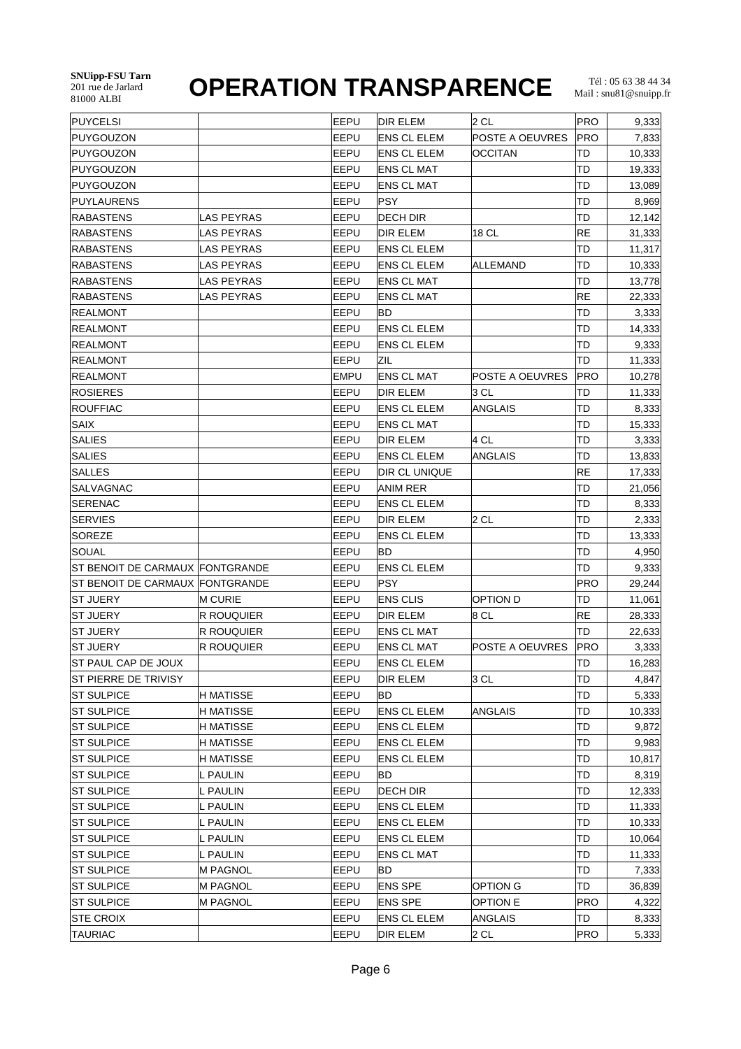SNUipp-FSU Tarn
201 rue de Jarlard
81000 ALBI

# OPERATION TRANSPARENCE

Tél : 05 63 38 44 34
Mail : snu81@snuipp.fr

| | | | | | | |
|---|---|---|---|---|---|---|
| PUYCELSI | | EEPU | DIR ELEM | 2 CL | PRO | 9,333 |
| PUYGOUZON | | EEPU | ENS CL ELEM | POSTE A OEUVRES | PRO | 7,833 |
| PUYGOUZON | | EEPU | ENS CL ELEM | OCCITAN | TD | 10,333 |
| PUYGOUZON | | EEPU | ENS CL MAT | | TD | 19,333 |
| PUYGOUZON | | EEPU | ENS CL MAT | | TD | 13,089 |
| PUYLAURENS | | EEPU | PSY | | TD | 8,969 |
| RABASTENS | LAS PEYRAS | EEPU | DECH DIR | | TD | 12,142 |
| RABASTENS | LAS PEYRAS | EEPU | DIR ELEM | 18 CL | RE | 31,333 |
| RABASTENS | LAS PEYRAS | EEPU | ENS CL ELEM | | TD | 11,317 |
| RABASTENS | LAS PEYRAS | EEPU | ENS CL ELEM | ALLEMAND | TD | 10,333 |
| RABASTENS | LAS PEYRAS | EEPU | ENS CL MAT | | TD | 13,778 |
| RABASTENS | LAS PEYRAS | EEPU | ENS CL MAT | | RE | 22,333 |
| REALMONT | | EEPU | BD | | TD | 3,333 |
| REALMONT | | EEPU | ENS CL ELEM | | TD | 14,333 |
| REALMONT | | EEPU | ENS CL ELEM | | TD | 9,333 |
| REALMONT | | EEPU | ZIL | | TD | 11,333 |
| REALMONT | | EMPU | ENS CL MAT | POSTE A OEUVRES | PRO | 10,278 |
| ROSIERES | | EEPU | DIR ELEM | 3 CL | TD | 11,333 |
| ROUFFIAC | | EEPU | ENS CL ELEM | ANGLAIS | TD | 8,333 |
| SAIX | | EEPU | ENS CL MAT | | TD | 15,333 |
| SALIES | | EEPU | DIR ELEM | 4 CL | TD | 3,333 |
| SALIES | | EEPU | ENS CL ELEM | ANGLAIS | TD | 13,833 |
| SALLES | | EEPU | DIR CL UNIQUE | | RE | 17,333 |
| SALVAGNAC | | EEPU | ANIM RER | | TD | 21,056 |
| SERENAC | | EEPU | ENS CL ELEM | | TD | 8,333 |
| SERVIES | | EEPU | DIR ELEM | 2 CL | TD | 2,333 |
| SOREZE | | EEPU | ENS CL ELEM | | TD | 13,333 |
| SOUAL | | EEPU | BD | | TD | 4,950 |
| ST BENOIT DE CARMAUX | FONTGRANDE | EEPU | ENS CL ELEM | | TD | 9,333 |
| ST BENOIT DE CARMAUX | FONTGRANDE | EEPU | PSY | | PRO | 29,244 |
| ST JUERY | M CURIE | EEPU | ENS CLIS | OPTION D | TD | 11,061 |
| ST JUERY | R ROUQUIER | EEPU | DIR ELEM | 8 CL | RE | 28,333 |
| ST JUERY | R ROUQUIER | EEPU | ENS CL MAT | | TD | 22,633 |
| ST JUERY | R ROUQUIER | EEPU | ENS CL MAT | POSTE A OEUVRES | PRO | 3,333 |
| ST PAUL CAP DE JOUX | | EEPU | ENS CL ELEM | | TD | 16,283 |
| ST PIERRE DE TRIVISY | | EEPU | DIR ELEM | 3 CL | TD | 4,847 |
| ST SULPICE | H MATISSE | EEPU | BD | | TD | 5,333 |
| ST SULPICE | H MATISSE | EEPU | ENS CL ELEM | ANGLAIS | TD | 10,333 |
| ST SULPICE | H MATISSE | EEPU | ENS CL ELEM | | TD | 9,872 |
| ST SULPICE | H MATISSE | EEPU | ENS CL ELEM | | TD | 9,983 |
| ST SULPICE | H MATISSE | EEPU | ENS CL ELEM | | TD | 10,817 |
| ST SULPICE | L PAULIN | EEPU | BD | | TD | 8,319 |
| ST SULPICE | L PAULIN | EEPU | DECH DIR | | TD | 12,333 |
| ST SULPICE | L PAULIN | EEPU | ENS CL ELEM | | TD | 11,333 |
| ST SULPICE | L PAULIN | EEPU | ENS CL ELEM | | TD | 10,333 |
| ST SULPICE | L PAULIN | EEPU | ENS CL ELEM | | TD | 10,064 |
| ST SULPICE | L PAULIN | EEPU | ENS CL MAT | | TD | 11,333 |
| ST SULPICE | M PAGNOL | EEPU | BD | | TD | 7,333 |
| ST SULPICE | M PAGNOL | EEPU | ENS SPE | OPTION G | TD | 36,839 |
| ST SULPICE | M PAGNOL | EEPU | ENS SPE | OPTION E | PRO | 4,322 |
| STE CROIX | | EEPU | ENS CL ELEM | ANGLAIS | TD | 8,333 |
| TAURIAC | | EEPU | DIR ELEM | 2 CL | PRO | 5,333 |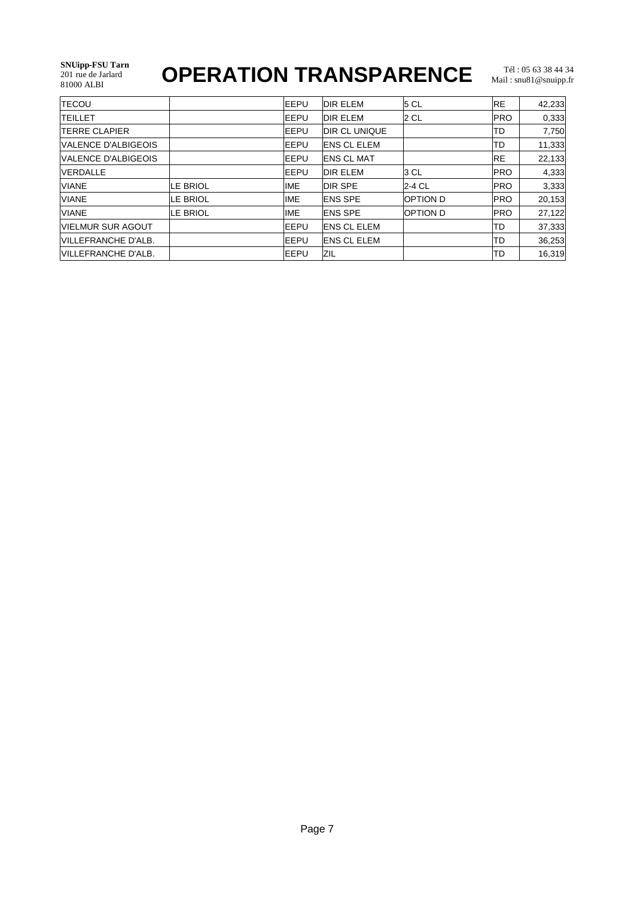**SNUipp-FSU Tarn**
201 rue de Jarlard
81000 ALBI

# OPERATION TRANSPARENCE

Tél : 05 63 38 44 34
Mail : snu81@snuipp.fr

| | | | | | | |
|---|---|---|---|---|---|---|
| TECOU | | EEPU | DIR ELEM | 5 CL | RE | 42,233 |
| TEILLET | | EEPU | DIR ELEM | 2 CL | PRO | 0,333 |
| TERRE CLAPIER | | EEPU | DIR CL UNIQUE | | TD | 7,750 |
| VALENCE D'ALBIGEOIS | | EEPU | ENS CL ELEM | | TD | 11,333 |
| VALENCE D'ALBIGEOIS | | EEPU | ENS CL MAT | | RE | 22,133 |
| VERDALLE | | EEPU | DIR ELEM | 3 CL | PRO | 4,333 |
| VIANE | LE BRIOL | IME | DIR SPE | 2-4 CL | PRO | 3,333 |
| VIANE | LE BRIOL | IME | ENS SPE | OPTION D | PRO | 20,153 |
| VIANE | LE BRIOL | IME | ENS SPE | OPTION D | PRO | 27,122 |
| VIELMUR SUR AGOUT | | EEPU | ENS CL ELEM | | TD | 37,333 |
| VILLEFRANCHE D'ALB. | | EEPU | ENS CL ELEM | | TD | 36,253 |
| VILLEFRANCHE D'ALB. | | EEPU | ZIL | | TD | 16,319 |